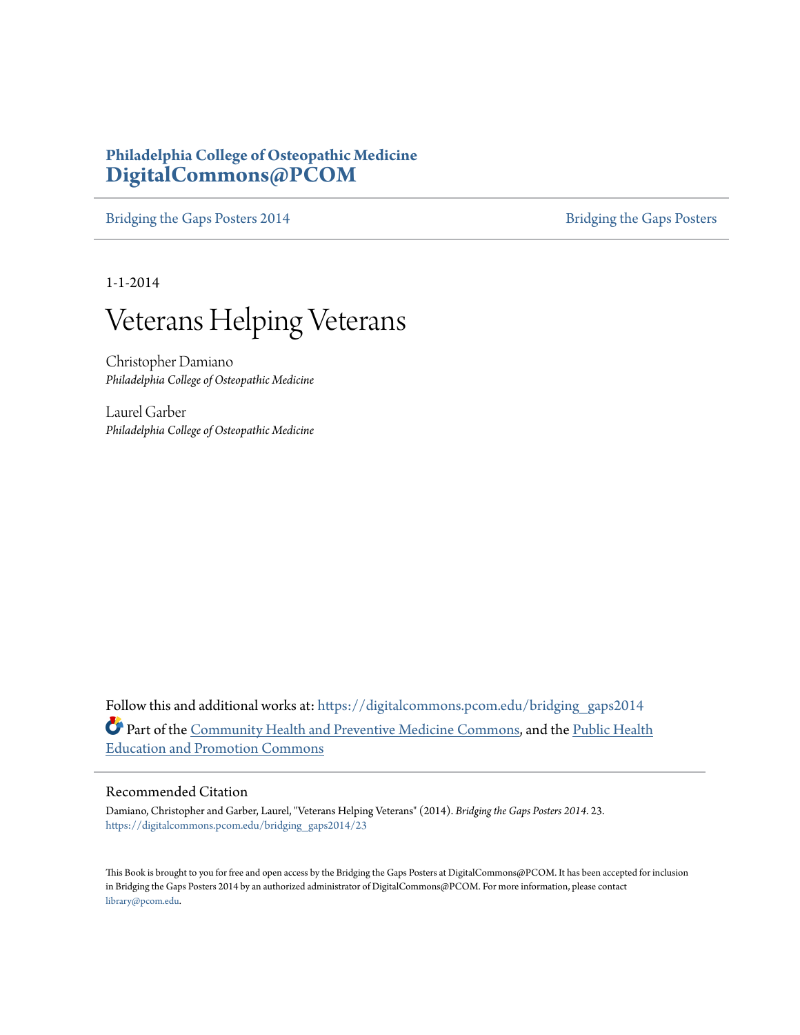**Philadelphia College of Osteopathic Medicine**
**DigitalCommons@PCOM**

Bridging the Gaps Posters 2014 | Bridging the Gaps Posters

1-1-2014

# Veterans Helping Veterans

Christopher Damiano
*Philadelphia College of Osteopathic Medicine*

Laurel Garber
*Philadelphia College of Osteopathic Medicine*

Follow this and additional works at: https://digitalcommons.pcom.edu/bridging_gaps2014

Part of the Community Health and Preventive Medicine Commons, and the Public Health Education and Promotion Commons

## Recommended Citation

Damiano, Christopher and Garber, Laurel, "Veterans Helping Veterans" (2014). *Bridging the Gaps Posters 2014*. 23.
https://digitalcommons.pcom.edu/bridging_gaps2014/23

This Book is brought to you for free and open access by the Bridging the Gaps Posters at DigitalCommons@PCOM. It has been accepted for inclusion in Bridging the Gaps Posters 2014 by an authorized administrator of DigitalCommons@PCOM. For more information, please contact library@pcom.edu.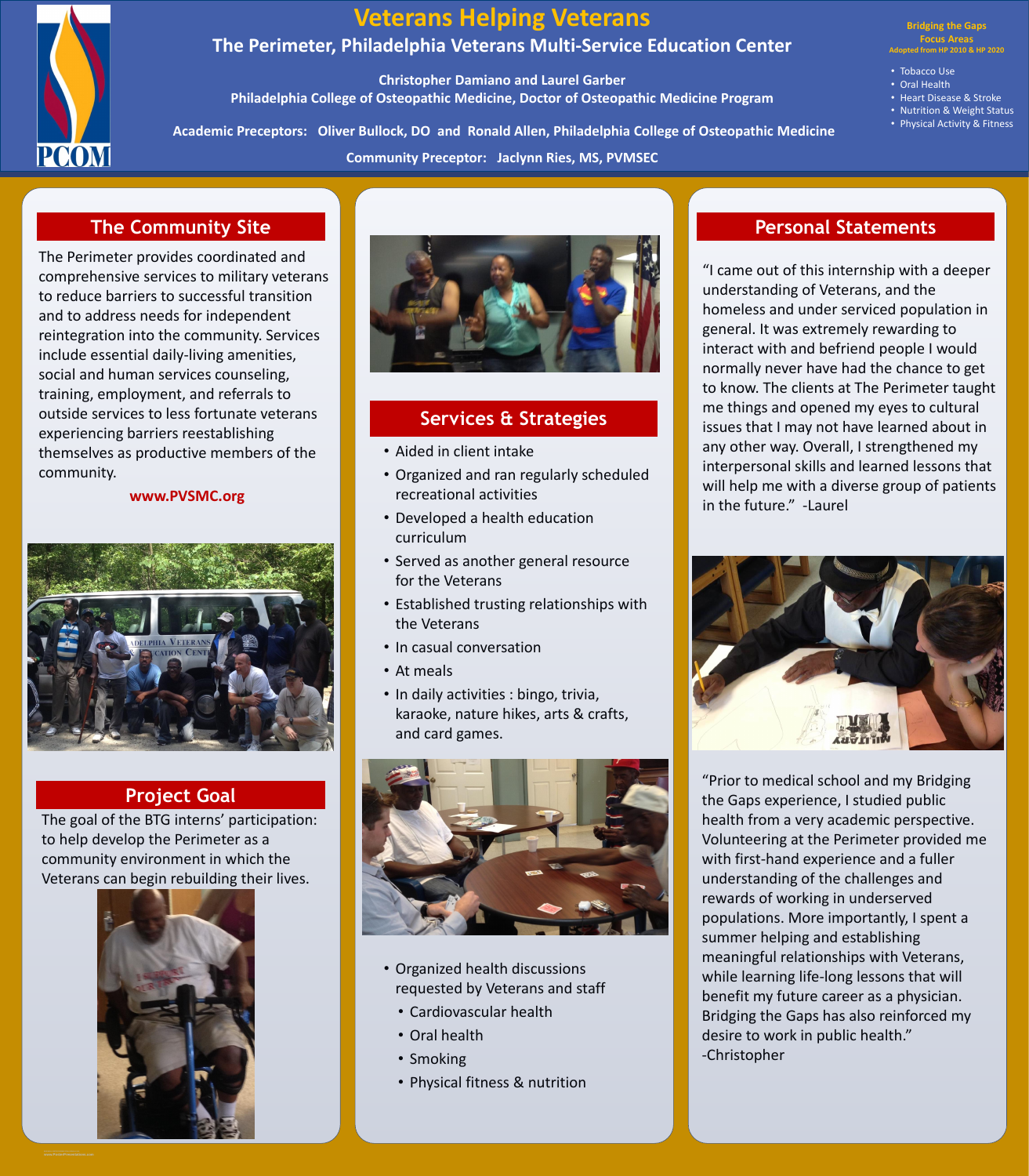# Veterans Helping Veterans

## The Perimeter, Philadelphia Veterans Multi-Service Education Center

**Christopher Damiano and Laurel Garber**
**Philadelphia College of Osteopathic Medicine, Doctor of Osteopathic Medicine Program**

**Academic Preceptors: Oliver Bullock, DO and Ronald Allen, Philadelphia College of Osteopathic Medicine**

**Community Preceptor: Jaclynn Ries, MS, PVMSEC**

**Bridging the Gaps Focus Areas**
**Adopted from HP 2010 & HP 2020**

- Tobacco Use
- Oral Health
- Heart Disease & Stroke
- Nutrition & Weight Status
- Physical Activity & Fitness

## The Community Site

The Perimeter provides coordinated and comprehensive services to military veterans to reduce barriers to successful transition and to address needs for independent reintegration into the community. Services include essential daily-living amenities, social and human services counseling, training, employment, and referrals to outside services to less fortunate veterans experiencing barriers reestablishing themselves as productive members of the community.

www.PVSMC.org

## Project Goal

The goal of the BTG interns' participation: to help develop the Perimeter as a community environment in which the Veterans can begin rebuilding their lives.

## Services & Strategies

- Aided in client intake
- Organized and ran regularly scheduled recreational activities
- Developed a health education curriculum
- Served as another general resource for the Veterans
- Established trusting relationships with the Veterans
- In casual conversation
- At meals
- In daily activities : bingo, trivia, karaoke, nature hikes, arts & crafts, and card games.

- Organized health discussions requested by Veterans and staff
  - Cardiovascular health
  - Oral health
  - Smoking
  - Physical fitness & nutrition

## Personal Statements

"I came out of this internship with a deeper understanding of Veterans, and the homeless and under serviced population in general. It was extremely rewarding to interact with and befriend people I would normally never have had the chance to get to know. The clients at The Perimeter taught me things and opened my eyes to cultural issues that I may not have learned about in any other way. Overall, I strengthened my interpersonal skills and learned lessons that will help me with a diverse group of patients in the future." -Laurel

"Prior to medical school and my Bridging the Gaps experience, I studied public health from a very academic perspective. Volunteering at the Perimeter provided me with first-hand experience and a fuller understanding of the challenges and rewards of working in underserved populations. More importantly, I spent a summer helping and establishing meaningful relationships with Veterans, while learning life-long lessons that will benefit my future career as a physician. Bridging the Gaps has also reinforced my desire to work in public health." -Christopher